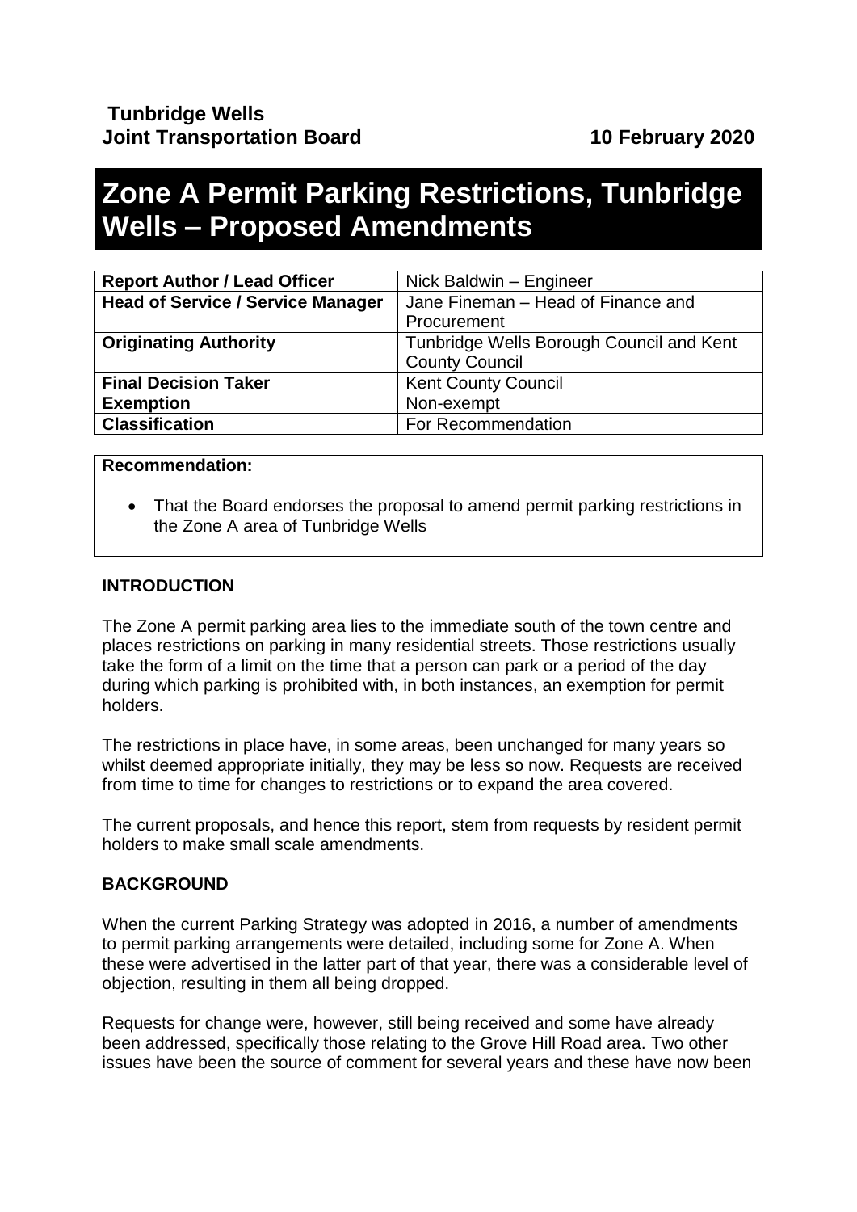**Tunbridge Wells**
**Joint Transportation Board** **10 February 2020**

# Zone A Permit Parking Restrictions, Tunbridge Wells – Proposed Amendments

| | |
|---|---|
| **Report Author / Lead Officer** | Nick Baldwin – Engineer |
| **Head of Service / Service Manager** | Jane Fineman – Head of Finance and Procurement |
| **Originating Authority** | Tunbridge Wells Borough Council and Kent County Council |
| **Final Decision Taker** | Kent County Council |
| **Exemption** | Non-exempt |
| **Classification** | For Recommendation |

**Recommendation:**

- That the Board endorses the proposal to amend permit parking restrictions in the Zone A area of Tunbridge Wells

## INTRODUCTION

The Zone A permit parking area lies to the immediate south of the town centre and places restrictions on parking in many residential streets. Those restrictions usually take the form of a limit on the time that a person can park or a period of the day during which parking is prohibited with, in both instances, an exemption for permit holders.

The restrictions in place have, in some areas, been unchanged for many years so whilst deemed appropriate initially, they may be less so now. Requests are received from time to time for changes to restrictions or to expand the area covered.

The current proposals, and hence this report, stem from requests by resident permit holders to make small scale amendments.

## BACKGROUND

When the current Parking Strategy was adopted in 2016, a number of amendments to permit parking arrangements were detailed, including some for Zone A. When these were advertised in the latter part of that year, there was a considerable level of objection, resulting in them all being dropped.

Requests for change were, however, still being received and some have already been addressed, specifically those relating to the Grove Hill Road area. Two other issues have been the source of comment for several years and these have now been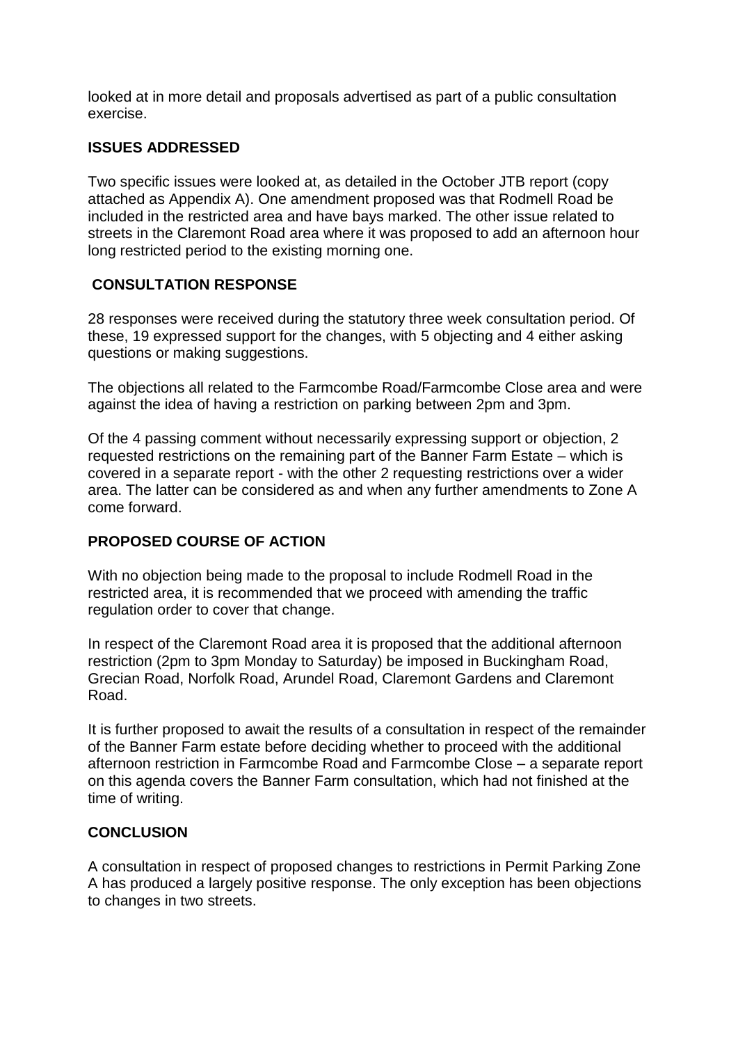looked at in more detail and proposals advertised as part of a public consultation exercise.

## ISSUES ADDRESSED

Two specific issues were looked at, as detailed in the October JTB report (copy attached as Appendix A). One amendment proposed was that Rodmell Road be included in the restricted area and have bays marked. The other issue related to streets in the Claremont Road area where it was proposed to add an afternoon hour long restricted period to the existing morning one.

## CONSULTATION RESPONSE

28 responses were received during the statutory three week consultation period. Of these, 19 expressed support for the changes, with 5 objecting and 4 either asking questions or making suggestions.

The objections all related to the Farmcombe Road/Farmcombe Close area and were against the idea of having a restriction on parking between 2pm and 3pm.

Of the 4 passing comment without necessarily expressing support or objection, 2 requested restrictions on the remaining part of the Banner Farm Estate – which is covered in a separate report - with the other 2 requesting restrictions over a wider area. The latter can be considered as and when any further amendments to Zone A come forward.

## PROPOSED COURSE OF ACTION

With no objection being made to the proposal to include Rodmell Road in the restricted area, it is recommended that we proceed with amending the traffic regulation order to cover that change.

In respect of the Claremont Road area it is proposed that the additional afternoon restriction (2pm to 3pm Monday to Saturday) be imposed in Buckingham Road, Grecian Road, Norfolk Road, Arundel Road, Claremont Gardens and Claremont Road.

It is further proposed to await the results of a consultation in respect of the remainder of the Banner Farm estate before deciding whether to proceed with the additional afternoon restriction in Farmcombe Road and Farmcombe Close – a separate report on this agenda covers the Banner Farm consultation, which had not finished at the time of writing.

## CONCLUSION

A consultation in respect of proposed changes to restrictions in Permit Parking Zone A has produced a largely positive response. The only exception has been objections to changes in two streets.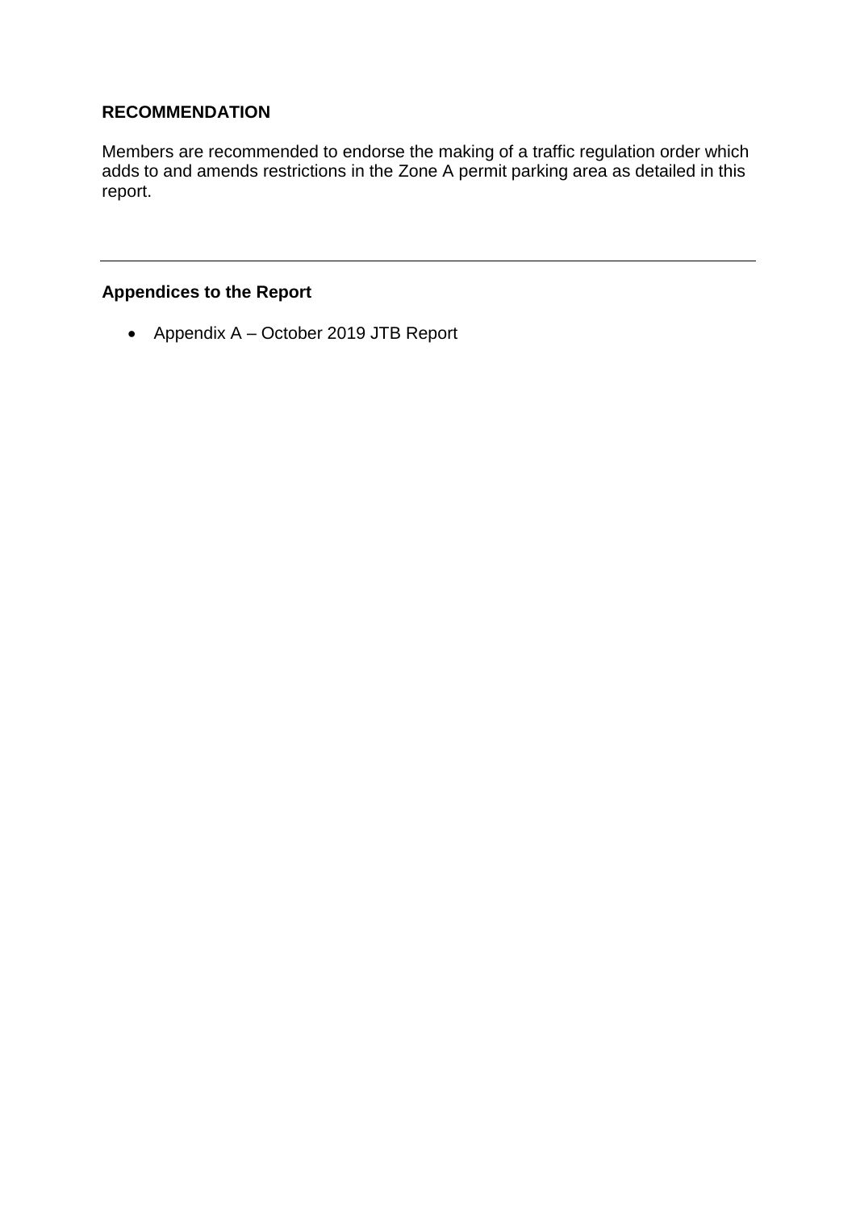**RECOMMENDATION**

Members are recommended to endorse the making of a traffic regulation order which adds to and amends restrictions in the Zone A permit parking area as detailed in this report.

---

**Appendices to the Report**

- Appendix A – October 2019 JTB Report